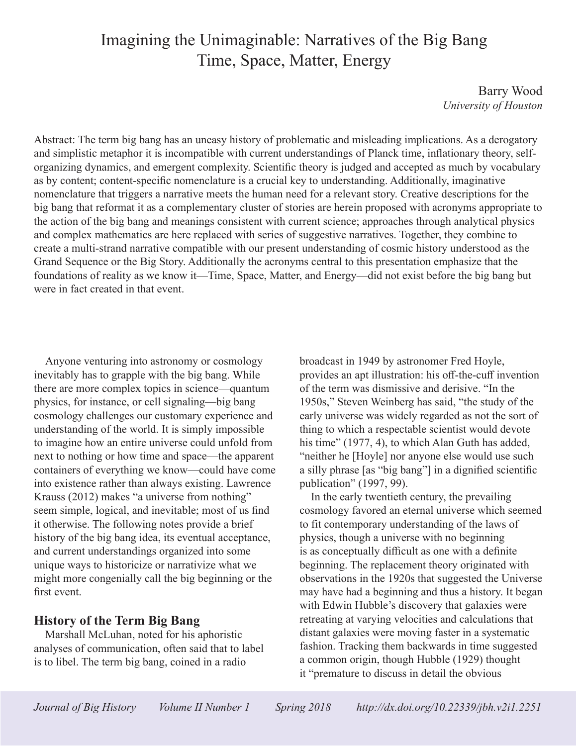# Imagining the Unimaginable: Narratives of the Big Bang Time, Space, Matter, Energy

Barry Wood
*University of Houston*

Abstract: The term big bang has an uneasy history of problematic and misleading implications. As a derogatory and simplistic metaphor it is incompatible with current understandings of Planck time, inflationary theory, self-organizing dynamics, and emergent complexity. Scientific theory is judged and accepted as much by vocabulary as by content; content-specific nomenclature is a crucial key to understanding. Additionally, imaginative nomenclature that triggers a narrative meets the human need for a relevant story. Creative descriptions for the big bang that reformat it as a complementary cluster of stories are herein proposed with acronyms appropriate to the action of the big bang and meanings consistent with current science; approaches through analytical physics and complex mathematics are here replaced with series of suggestive narratives. Together, they combine to create a multi-strand narrative compatible with our present understanding of cosmic history understood as the Grand Sequence or the Big Story. Additionally the acronyms central to this presentation emphasize that the foundations of reality as we know it—Time, Space, Matter, and Energy—did not exist before the big bang but were in fact created in that event.

Anyone venturing into astronomy or cosmology inevitably has to grapple with the big bang. While there are more complex topics in science—quantum physics, for instance, or cell signaling—big bang cosmology challenges our customary experience and understanding of the world. It is simply impossible to imagine how an entire universe could unfold from next to nothing or how time and space—the apparent containers of everything we know—could have come into existence rather than always existing. Lawrence Krauss (2012) makes "a universe from nothing" seem simple, logical, and inevitable; most of us find it otherwise. The following notes provide a brief history of the big bang idea, its eventual acceptance, and current understandings organized into some unique ways to historicize or narrativize what we might more congenially call the big beginning or the first event.

## History of the Term Big Bang

Marshall McLuhan, noted for his aphoristic analyses of communication, often said that to label is to libel. The term big bang, coined in a radio broadcast in 1949 by astronomer Fred Hoyle, provides an apt illustration: his off-the-cuff invention of the term was dismissive and derisive. "In the 1950s," Steven Weinberg has said, "the study of the early universe was widely regarded as not the sort of thing to which a respectable scientist would devote his time" (1977, 4), to which Alan Guth has added, "neither he [Hoyle] nor anyone else would use such a silly phrase [as "big bang"] in a dignified scientific publication" (1997, 99).

In the early twentieth century, the prevailing cosmology favored an eternal universe which seemed to fit contemporary understanding of the laws of physics, though a universe with no beginning is as conceptually difficult as one with a definite beginning. The replacement theory originated with observations in the 1920s that suggested the Universe may have had a beginning and thus a history. It began with Edwin Hubble's discovery that galaxies were retreating at varying velocities and calculations that distant galaxies were moving faster in a systematic fashion. Tracking them backwards in time suggested a common origin, though Hubble (1929) thought it "premature to discuss in detail the obvious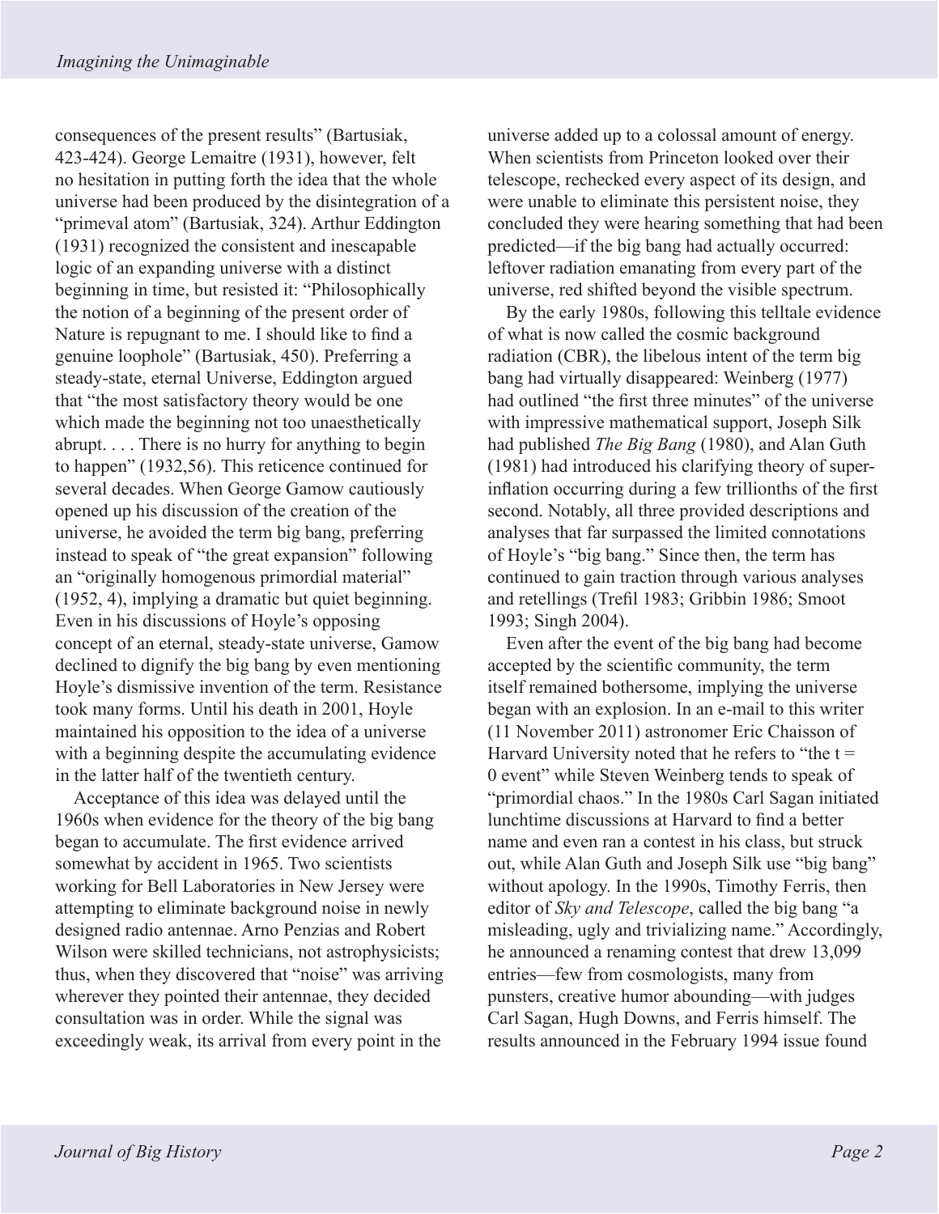consequences of the present results" (Bartusiak, 423-424). George Lemaitre (1931), however, felt no hesitation in putting forth the idea that the whole universe had been produced by the disintegration of a "primeval atom" (Bartusiak, 324). Arthur Eddington (1931) recognized the consistent and inescapable logic of an expanding universe with a distinct beginning in time, but resisted it: "Philosophically the notion of a beginning of the present order of Nature is repugnant to me. I should like to find a genuine loophole" (Bartusiak, 450). Preferring a steady-state, eternal Universe, Eddington argued that "the most satisfactory theory would be one which made the beginning not too unaesthetically abrupt. . . . There is no hurry for anything to begin to happen" (1932,56). This reticence continued for several decades. When George Gamow cautiously opened up his discussion of the creation of the universe, he avoided the term big bang, preferring instead to speak of "the great expansion" following an "originally homogenous primordial material" (1952, 4), implying a dramatic but quiet beginning. Even in his discussions of Hoyle's opposing concept of an eternal, steady-state universe, Gamow declined to dignify the big bang by even mentioning Hoyle's dismissive invention of the term. Resistance took many forms. Until his death in 2001, Hoyle maintained his opposition to the idea of a universe with a beginning despite the accumulating evidence in the latter half of the twentieth century.

Acceptance of this idea was delayed until the 1960s when evidence for the theory of the big bang began to accumulate. The first evidence arrived somewhat by accident in 1965. Two scientists working for Bell Laboratories in New Jersey were attempting to eliminate background noise in newly designed radio antennae. Arno Penzias and Robert Wilson were skilled technicians, not astrophysicists; thus, when they discovered that "noise" was arriving wherever they pointed their antennae, they decided consultation was in order. While the signal was exceedingly weak, its arrival from every point in the universe added up to a colossal amount of energy. When scientists from Princeton looked over their telescope, rechecked every aspect of its design, and were unable to eliminate this persistent noise, they concluded they were hearing something that had been predicted—if the big bang had actually occurred: leftover radiation emanating from every part of the universe, red shifted beyond the visible spectrum.

By the early 1980s, following this telltale evidence of what is now called the cosmic background radiation (CBR), the libelous intent of the term big bang had virtually disappeared: Weinberg (1977) had outlined "the first three minutes" of the universe with impressive mathematical support, Joseph Silk had published *The Big Bang* (1980), and Alan Guth (1981) had introduced his clarifying theory of super-inflation occurring during a few trillionths of the first second. Notably, all three provided descriptions and analyses that far surpassed the limited connotations of Hoyle's "big bang." Since then, the term has continued to gain traction through various analyses and retellings (Trefil 1983; Gribbin 1986; Smoot 1993; Singh 2004).

Even after the event of the big bang had become accepted by the scientific community, the term itself remained bothersome, implying the universe began with an explosion. In an e-mail to this writer (11 November 2011) astronomer Eric Chaisson of Harvard University noted that he refers to "the t = 0 event" while Steven Weinberg tends to speak of "primordial chaos." In the 1980s Carl Sagan initiated lunchtime discussions at Harvard to find a better name and even ran a contest in his class, but struck out, while Alan Guth and Joseph Silk use "big bang" without apology. In the 1990s, Timothy Ferris, then editor of *Sky and Telescope*, called the big bang "a misleading, ugly and trivializing name." Accordingly, he announced a renaming contest that drew 13,099 entries—few from cosmologists, many from punsters, creative humor abounding—with judges Carl Sagan, Hugh Downs, and Ferris himself. The results announced in the February 1994 issue found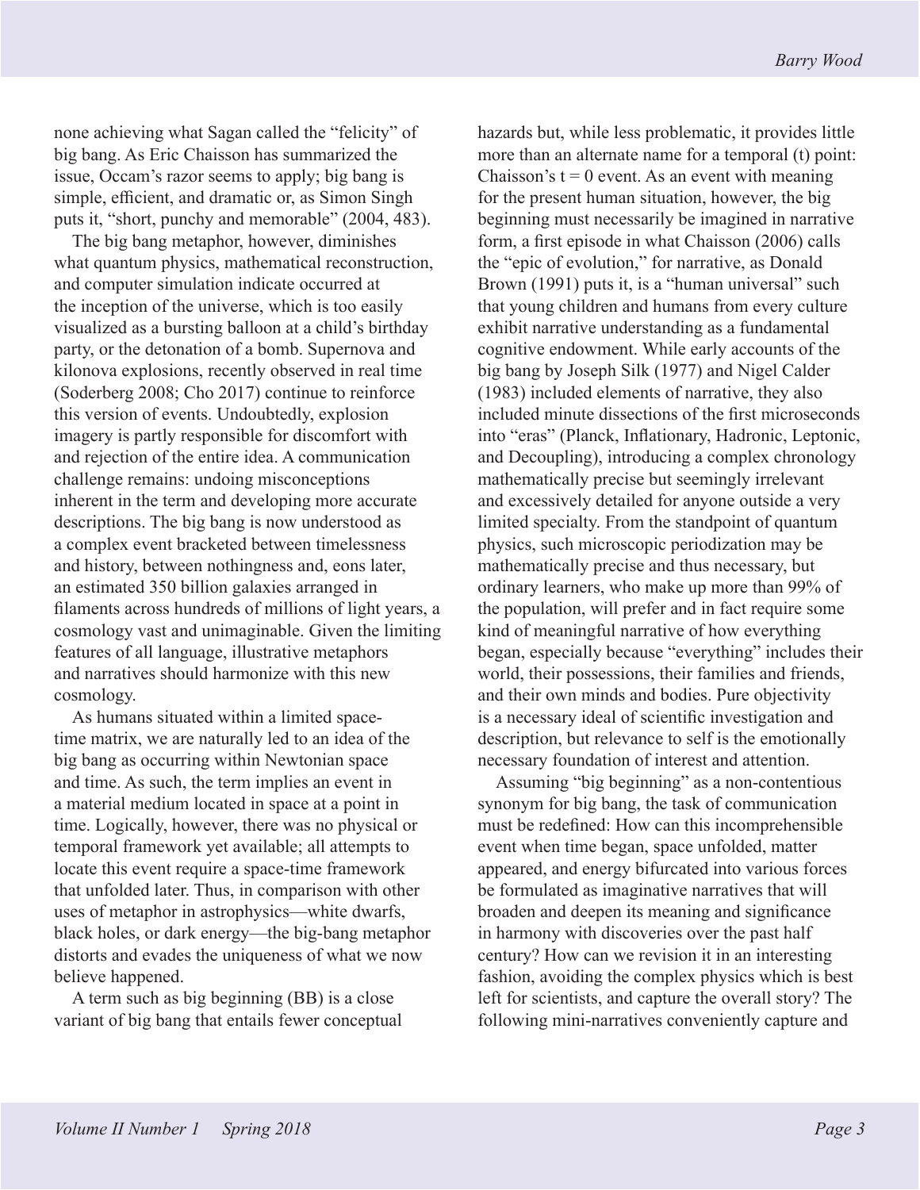none achieving what Sagan called the "felicity" of big bang. As Eric Chaisson has summarized the issue, Occam's razor seems to apply; big bang is simple, efficient, and dramatic or, as Simon Singh puts it, "short, punchy and memorable" (2004, 483).

The big bang metaphor, however, diminishes what quantum physics, mathematical reconstruction, and computer simulation indicate occurred at the inception of the universe, which is too easily visualized as a bursting balloon at a child's birthday party, or the detonation of a bomb. Supernova and kilonova explosions, recently observed in real time (Soderberg 2008; Cho 2017) continue to reinforce this version of events. Undoubtedly, explosion imagery is partly responsible for discomfort with and rejection of the entire idea. A communication challenge remains: undoing misconceptions inherent in the term and developing more accurate descriptions. The big bang is now understood as a complex event bracketed between timelessness and history, between nothingness and, eons later, an estimated 350 billion galaxies arranged in filaments across hundreds of millions of light years, a cosmology vast and unimaginable. Given the limiting features of all language, illustrative metaphors and narratives should harmonize with this new cosmology.

As humans situated within a limited space-time matrix, we are naturally led to an idea of the big bang as occurring within Newtonian space and time. As such, the term implies an event in a material medium located in space at a point in time. Logically, however, there was no physical or temporal framework yet available; all attempts to locate this event require a space-time framework that unfolded later. Thus, in comparison with other uses of metaphor in astrophysics—white dwarfs, black holes, or dark energy—the big-bang metaphor distorts and evades the uniqueness of what we now believe happened.

A term such as big beginning (BB) is a close variant of big bang that entails fewer conceptual hazards but, while less problematic, it provides little more than an alternate name for a temporal (t) point: Chaisson's $t = 0$ event. As an event with meaning for the present human situation, however, the big beginning must necessarily be imagined in narrative form, a first episode in what Chaisson (2006) calls the "epic of evolution," for narrative, as Donald Brown (1991) puts it, is a "human universal" such that young children and humans from every culture exhibit narrative understanding as a fundamental cognitive endowment. While early accounts of the big bang by Joseph Silk (1977) and Nigel Calder (1983) included elements of narrative, they also included minute dissections of the first microseconds into "eras" (Planck, Inflationary, Hadronic, Leptonic, and Decoupling), introducing a complex chronology mathematically precise but seemingly irrelevant and excessively detailed for anyone outside a very limited specialty. From the standpoint of quantum physics, such microscopic periodization may be mathematically precise and thus necessary, but ordinary learners, who make up more than 99% of the population, will prefer and in fact require some kind of meaningful narrative of how everything began, especially because "everything" includes their world, their possessions, their families and friends, and their own minds and bodies. Pure objectivity is a necessary ideal of scientific investigation and description, but relevance to self is the emotionally necessary foundation of interest and attention.

Assuming "big beginning" as a non-contentious synonym for big bang, the task of communication must be redefined: How can this incomprehensible event when time began, space unfolded, matter appeared, and energy bifurcated into various forces be formulated as imaginative narratives that will broaden and deepen its meaning and significance in harmony with discoveries over the past half century? How can we revision it in an interesting fashion, avoiding the complex physics which is best left for scientists, and capture the overall story? The following mini-narratives conveniently capture and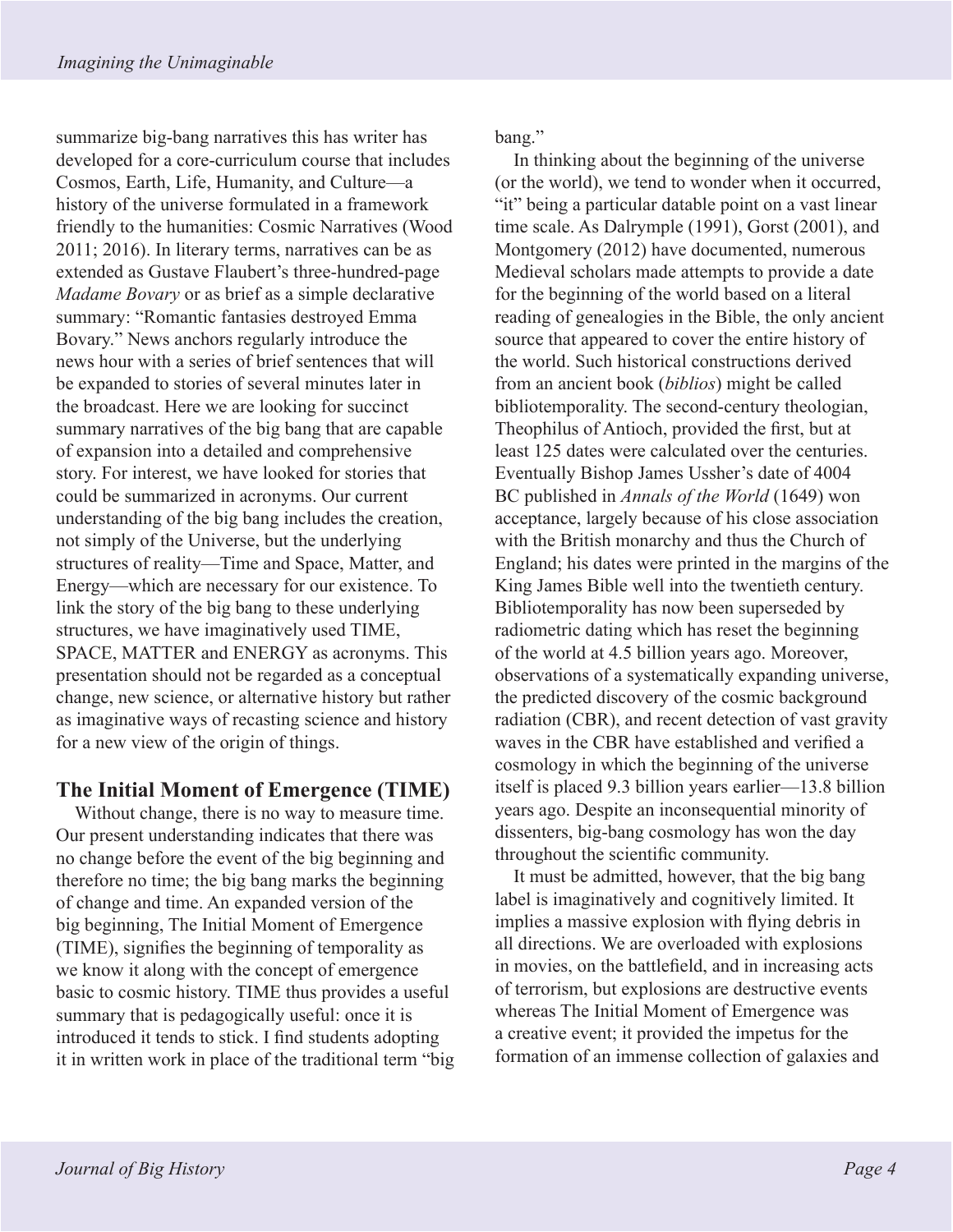summarize big-bang narratives this has writer has developed for a core-curriculum course that includes Cosmos, Earth, Life, Humanity, and Culture—a history of the universe formulated in a framework friendly to the humanities: Cosmic Narratives (Wood 2011; 2016). In literary terms, narratives can be as extended as Gustave Flaubert's three-hundred-page *Madame Bovary* or as brief as a simple declarative summary: "Romantic fantasies destroyed Emma Bovary." News anchors regularly introduce the news hour with a series of brief sentences that will be expanded to stories of several minutes later in the broadcast. Here we are looking for succinct summary narratives of the big bang that are capable of expansion into a detailed and comprehensive story. For interest, we have looked for stories that could be summarized in acronyms. Our current understanding of the big bang includes the creation, not simply of the Universe, but the underlying structures of reality—Time and Space, Matter, and Energy—which are necessary for our existence. To link the story of the big bang to these underlying structures, we have imaginatively used TIME, SPACE, MATTER and ENERGY as acronyms. This presentation should not be regarded as a conceptual change, new science, or alternative history but rather as imaginative ways of recasting science and history for a new view of the origin of things.

## The Initial Moment of Emergence (TIME)

Without change, there is no way to measure time. Our present understanding indicates that there was no change before the event of the big beginning and therefore no time; the big bang marks the beginning of change and time. An expanded version of the big beginning, The Initial Moment of Emergence (TIME), signifies the beginning of temporality as we know it along with the concept of emergence basic to cosmic history. TIME thus provides a useful summary that is pedagogically useful: once it is introduced it tends to stick. I find students adopting it in written work in place of the traditional term "big bang."

In thinking about the beginning of the universe (or the world), we tend to wonder when it occurred, "it" being a particular datable point on a vast linear time scale. As Dalrymple (1991), Gorst (2001), and Montgomery (2012) have documented, numerous Medieval scholars made attempts to provide a date for the beginning of the world based on a literal reading of genealogies in the Bible, the only ancient source that appeared to cover the entire history of the world. Such historical constructions derived from an ancient book (*biblios*) might be called bibliotemporality. The second-century theologian, Theophilus of Antioch, provided the first, but at least 125 dates were calculated over the centuries. Eventually Bishop James Ussher's date of 4004 BC published in *Annals of the World* (1649) won acceptance, largely because of his close association with the British monarchy and thus the Church of England; his dates were printed in the margins of the King James Bible well into the twentieth century. Bibliotemporality has now been superseded by radiometric dating which has reset the beginning of the world at 4.5 billion years ago. Moreover, observations of a systematically expanding universe, the predicted discovery of the cosmic background radiation (CBR), and recent detection of vast gravity waves in the CBR have established and verified a cosmology in which the beginning of the universe itself is placed 9.3 billion years earlier—13.8 billion years ago. Despite an inconsequential minority of dissenters, big-bang cosmology has won the day throughout the scientific community.

It must be admitted, however, that the big bang label is imaginatively and cognitively limited. It implies a massive explosion with flying debris in all directions. We are overloaded with explosions in movies, on the battlefield, and in increasing acts of terrorism, but explosions are destructive events whereas The Initial Moment of Emergence was a creative event; it provided the impetus for the formation of an immense collection of galaxies and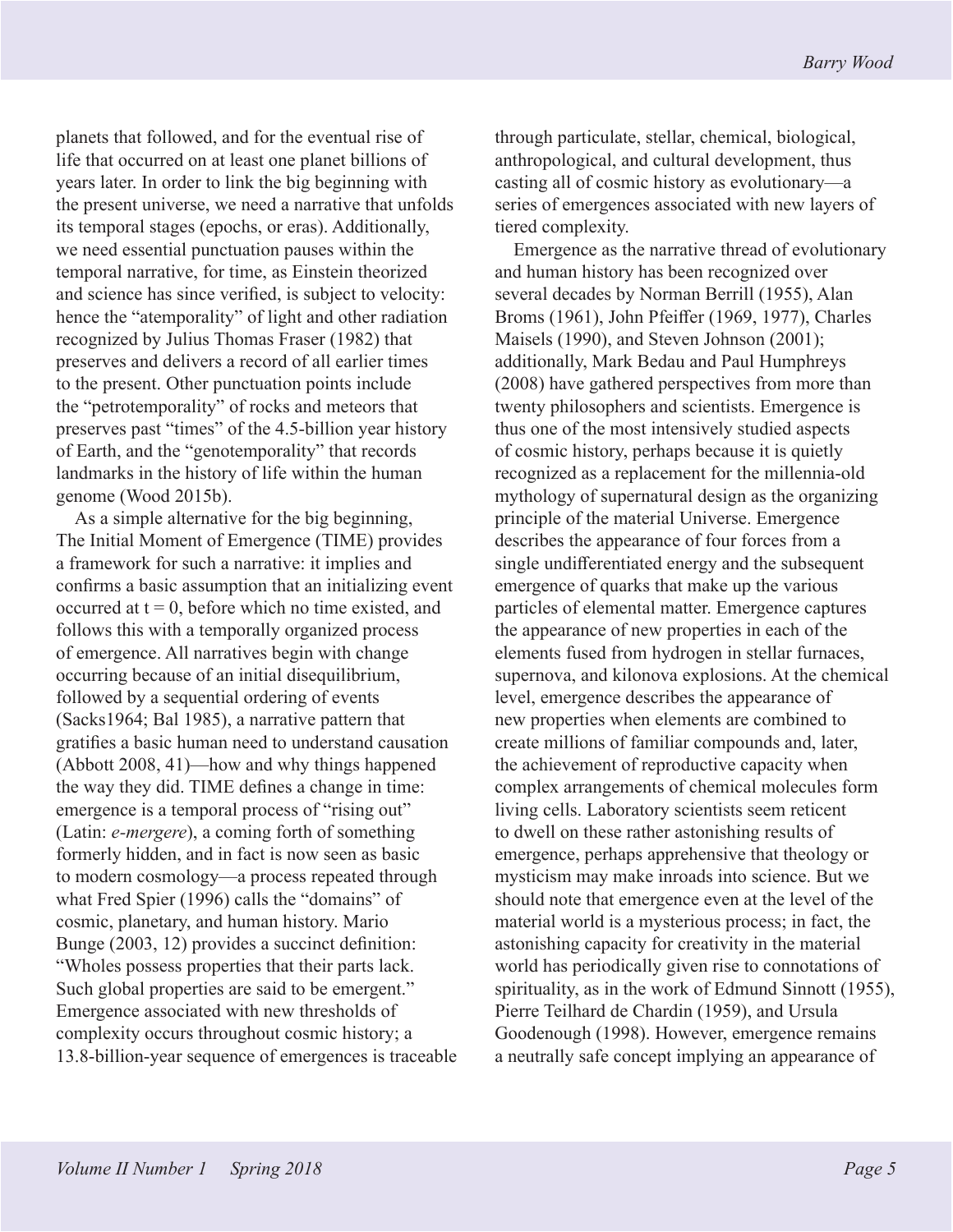planets that followed, and for the eventual rise of life that occurred on at least one planet billions of years later. In order to link the big beginning with the present universe, we need a narrative that unfolds its temporal stages (epochs, or eras). Additionally, we need essential punctuation pauses within the temporal narrative, for time, as Einstein theorized and science has since verified, is subject to velocity: hence the "atemporality" of light and other radiation recognized by Julius Thomas Fraser (1982) that preserves and delivers a record of all earlier times to the present. Other punctuation points include the "petrotemporality" of rocks and meteors that preserves past "times" of the 4.5-billion year history of Earth, and the "genotemporality" that records landmarks in the history of life within the human genome (Wood 2015b).

As a simple alternative for the big beginning, The Initial Moment of Emergence (TIME) provides a framework for such a narrative: it implies and confirms a basic assumption that an initializing event occurred at $t = 0$, before which no time existed, and follows this with a temporally organized process of emergence. All narratives begin with change occurring because of an initial disequilibrium, followed by a sequential ordering of events (Sacks1964; Bal 1985), a narrative pattern that gratifies a basic human need to understand causation (Abbott 2008, 41)—how and why things happened the way they did. TIME defines a change in time: emergence is a temporal process of "rising out" (Latin: *e-mergere*), a coming forth of something formerly hidden, and in fact is now seen as basic to modern cosmology—a process repeated through what Fred Spier (1996) calls the "domains" of cosmic, planetary, and human history. Mario Bunge (2003, 12) provides a succinct definition: "Wholes possess properties that their parts lack. Such global properties are said to be emergent." Emergence associated with new thresholds of complexity occurs throughout cosmic history; a 13.8-billion-year sequence of emergences is traceable through particulate, stellar, chemical, biological, anthropological, and cultural development, thus casting all of cosmic history as evolutionary—a series of emergences associated with new layers of tiered complexity.

Emergence as the narrative thread of evolutionary and human history has been recognized over several decades by Norman Berrill (1955), Alan Broms (1961), John Pfeiffer (1969, 1977), Charles Maisels (1990), and Steven Johnson (2001); additionally, Mark Bedau and Paul Humphreys (2008) have gathered perspectives from more than twenty philosophers and scientists. Emergence is thus one of the most intensively studied aspects of cosmic history, perhaps because it is quietly recognized as a replacement for the millennia-old mythology of supernatural design as the organizing principle of the material Universe. Emergence describes the appearance of four forces from a single undifferentiated energy and the subsequent emergence of quarks that make up the various particles of elemental matter. Emergence captures the appearance of new properties in each of the elements fused from hydrogen in stellar furnaces, supernova, and kilonova explosions. At the chemical level, emergence describes the appearance of new properties when elements are combined to create millions of familiar compounds and, later, the achievement of reproductive capacity when complex arrangements of chemical molecules form living cells. Laboratory scientists seem reticent to dwell on these rather astonishing results of emergence, perhaps apprehensive that theology or mysticism may make inroads into science. But we should note that emergence even at the level of the material world is a mysterious process; in fact, the astonishing capacity for creativity in the material world has periodically given rise to connotations of spirituality, as in the work of Edmund Sinnott (1955), Pierre Teilhard de Chardin (1959), and Ursula Goodenough (1998). However, emergence remains a neutrally safe concept implying an appearance of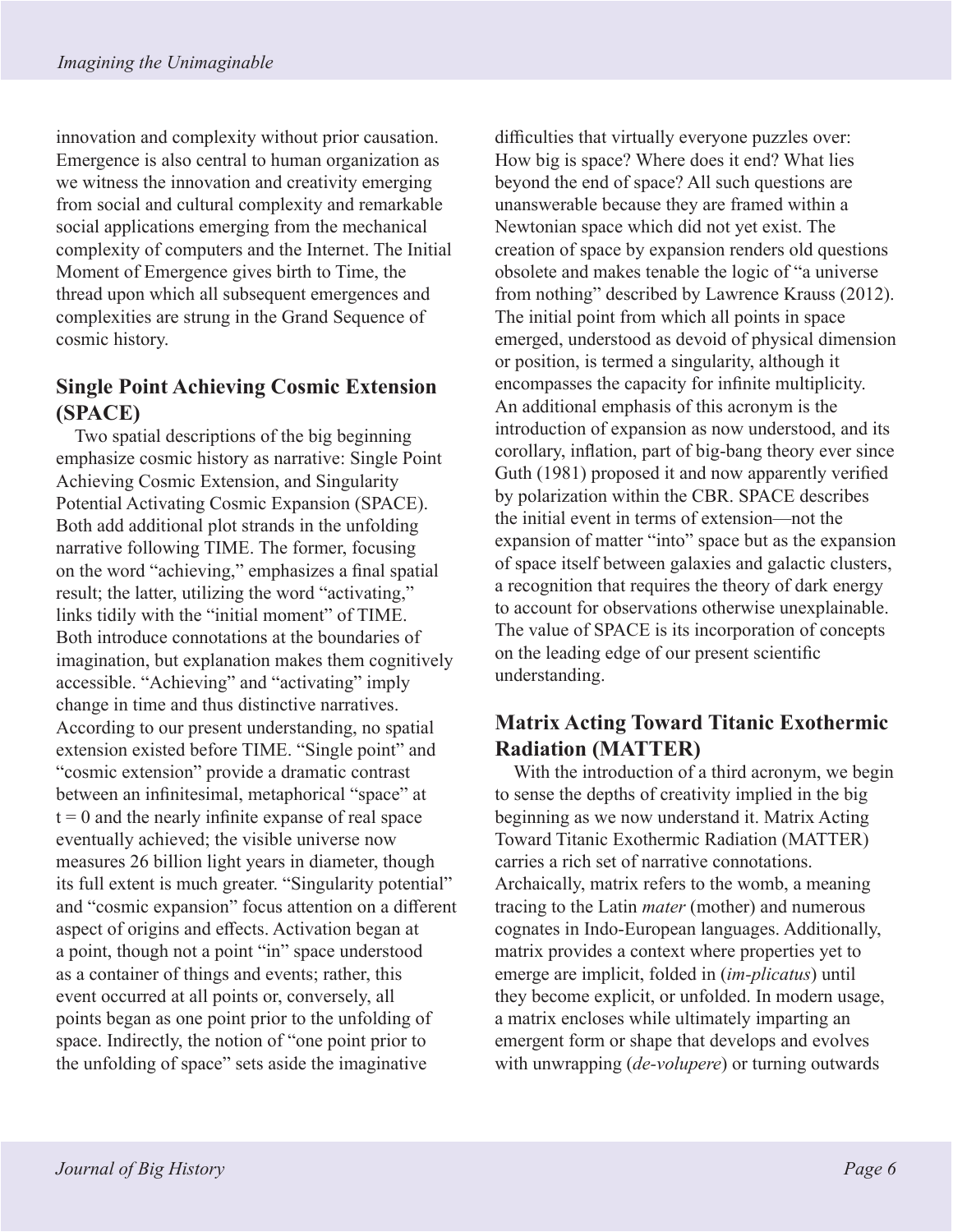innovation and complexity without prior causation. Emergence is also central to human organization as we witness the innovation and creativity emerging from social and cultural complexity and remarkable social applications emerging from the mechanical complexity of computers and the Internet. The Initial Moment of Emergence gives birth to Time, the thread upon which all subsequent emergences and complexities are strung in the Grand Sequence of cosmic history.

## Single Point Achieving Cosmic Extension (SPACE)

Two spatial descriptions of the big beginning emphasize cosmic history as narrative: Single Point Achieving Cosmic Extension, and Singularity Potential Activating Cosmic Expansion (SPACE). Both add additional plot strands in the unfolding narrative following TIME. The former, focusing on the word "achieving," emphasizes a final spatial result; the latter, utilizing the word "activating," links tidily with the "initial moment" of TIME. Both introduce connotations at the boundaries of imagination, but explanation makes them cognitively accessible. "Achieving" and "activating" imply change in time and thus distinctive narratives. According to our present understanding, no spatial extension existed before TIME. "Single point" and "cosmic extension" provide a dramatic contrast between an infinitesimal, metaphorical "space" at $t = 0$ and the nearly infinite expanse of real space eventually achieved; the visible universe now measures 26 billion light years in diameter, though its full extent is much greater. "Singularity potential" and "cosmic expansion" focus attention on a different aspect of origins and effects. Activation began at a point, though not a point "in" space understood as a container of things and events; rather, this event occurred at all points or, conversely, all points began as one point prior to the unfolding of space. Indirectly, the notion of "one point prior to the unfolding of space" sets aside the imaginative difficulties that virtually everyone puzzles over: How big is space? Where does it end? What lies beyond the end of space? All such questions are unanswerable because they are framed within a Newtonian space which did not yet exist. The creation of space by expansion renders old questions obsolete and makes tenable the logic of "a universe from nothing" described by Lawrence Krauss (2012). The initial point from which all points in space emerged, understood as devoid of physical dimension or position, is termed a singularity, although it encompasses the capacity for infinite multiplicity. An additional emphasis of this acronym is the introduction of expansion as now understood, and its corollary, inflation, part of big-bang theory ever since Guth (1981) proposed it and now apparently verified by polarization within the CBR. SPACE describes the initial event in terms of extension—not the expansion of matter "into" space but as the expansion of space itself between galaxies and galactic clusters, a recognition that requires the theory of dark energy to account for observations otherwise unexplainable. The value of SPACE is its incorporation of concepts on the leading edge of our present scientific understanding.

## Matrix Acting Toward Titanic Exothermic Radiation (MATTER)

With the introduction of a third acronym, we begin to sense the depths of creativity implied in the big beginning as we now understand it. Matrix Acting Toward Titanic Exothermic Radiation (MATTER) carries a rich set of narrative connotations. Archaically, matrix refers to the womb, a meaning tracing to the Latin *mater* (mother) and numerous cognates in Indo-European languages. Additionally, matrix provides a context where properties yet to emerge are implicit, folded in (*im-plicatus*) until they become explicit, or unfolded. In modern usage, a matrix encloses while ultimately imparting an emergent form or shape that develops and evolves with unwrapping (*de-volupere*) or turning outwards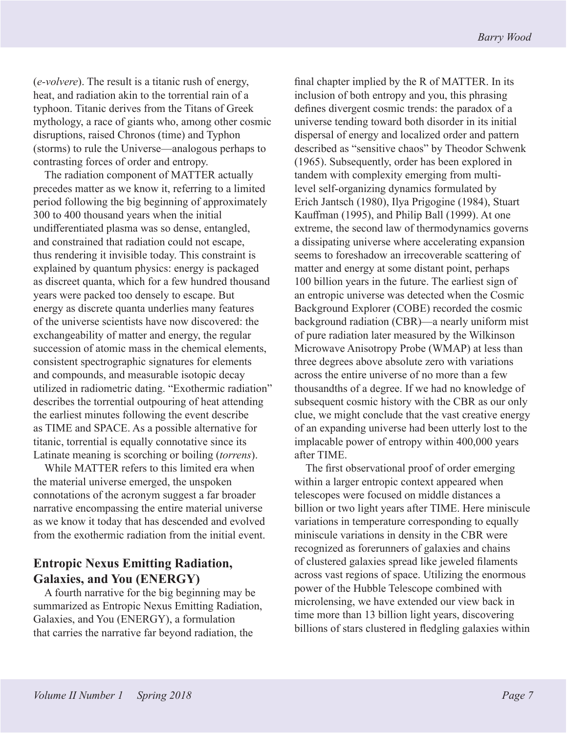(*e-volvere*). The result is a titanic rush of energy, heat, and radiation akin to the torrential rain of a typhoon. Titanic derives from the Titans of Greek mythology, a race of giants who, among other cosmic disruptions, raised Chronos (time) and Typhon (storms) to rule the Universe—analogous perhaps to contrasting forces of order and entropy.

The radiation component of MATTER actually precedes matter as we know it, referring to a limited period following the big beginning of approximately 300 to 400 thousand years when the initial undifferentiated plasma was so dense, entangled, and constrained that radiation could not escape, thus rendering it invisible today. This constraint is explained by quantum physics: energy is packaged as discreet quanta, which for a few hundred thousand years were packed too densely to escape. But energy as discrete quanta underlies many features of the universe scientists have now discovered: the exchangeability of matter and energy, the regular succession of atomic mass in the chemical elements, consistent spectrographic signatures for elements and compounds, and measurable isotopic decay utilized in radiometric dating. "Exothermic radiation" describes the torrential outpouring of heat attending the earliest minutes following the event describe as TIME and SPACE. As a possible alternative for titanic, torrential is equally connotative since its Latinate meaning is scorching or boiling (*torrens*).

While MATTER refers to this limited era when the material universe emerged, the unspoken connotations of the acronym suggest a far broader narrative encompassing the entire material universe as we know it today that has descended and evolved from the exothermic radiation from the initial event.

## Entropic Nexus Emitting Radiation, Galaxies, and You (ENERGY)

A fourth narrative for the big beginning may be summarized as Entropic Nexus Emitting Radiation, Galaxies, and You (ENERGY), a formulation that carries the narrative far beyond radiation, the final chapter implied by the R of MATTER. In its inclusion of both entropy and you, this phrasing defines divergent cosmic trends: the paradox of a universe tending toward both disorder in its initial dispersal of energy and localized order and pattern described as "sensitive chaos" by Theodor Schwenk (1965). Subsequently, order has been explored in tandem with complexity emerging from multi-level self-organizing dynamics formulated by Erich Jantsch (1980), Ilya Prigogine (1984), Stuart Kauffman (1995), and Philip Ball (1999). At one extreme, the second law of thermodynamics governs a dissipating universe where accelerating expansion seems to foreshadow an irrecoverable scattering of matter and energy at some distant point, perhaps 100 billion years in the future. The earliest sign of an entropic universe was detected when the Cosmic Background Explorer (COBE) recorded the cosmic background radiation (CBR)—a nearly uniform mist of pure radiation later measured by the Wilkinson Microwave Anisotropy Probe (WMAP) at less than three degrees above absolute zero with variations across the entire universe of no more than a few thousandths of a degree. If we had no knowledge of subsequent cosmic history with the CBR as our only clue, we might conclude that the vast creative energy of an expanding universe had been utterly lost to the implacable power of entropy within 400,000 years after TIME.

The first observational proof of order emerging within a larger entropic context appeared when telescopes were focused on middle distances a billion or two light years after TIME. Here miniscule variations in temperature corresponding to equally miniscule variations in density in the CBR were recognized as forerunners of galaxies and chains of clustered galaxies spread like jeweled filaments across vast regions of space. Utilizing the enormous power of the Hubble Telescope combined with microlensing, we have extended our view back in time more than 13 billion light years, discovering billions of stars clustered in fledgling galaxies within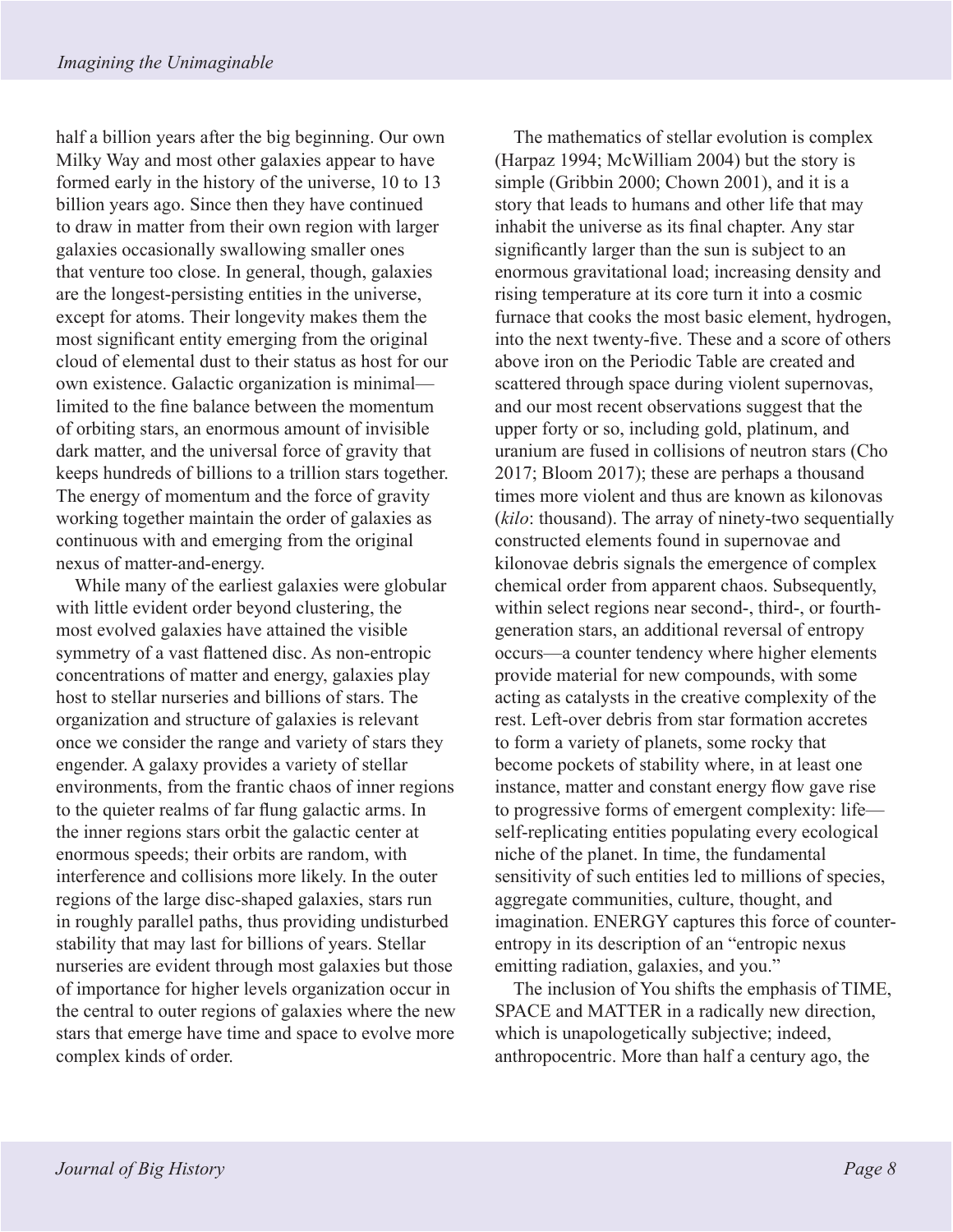half a billion years after the big beginning. Our own Milky Way and most other galaxies appear to have formed early in the history of the universe, 10 to 13 billion years ago. Since then they have continued to draw in matter from their own region with larger galaxies occasionally swallowing smaller ones that venture too close. In general, though, galaxies are the longest-persisting entities in the universe, except for atoms. Their longevity makes them the most significant entity emerging from the original cloud of elemental dust to their status as host for our own existence. Galactic organization is minimal—limited to the fine balance between the momentum of orbiting stars, an enormous amount of invisible dark matter, and the universal force of gravity that keeps hundreds of billions to a trillion stars together. The energy of momentum and the force of gravity working together maintain the order of galaxies as continuous with and emerging from the original nexus of matter-and-energy.

While many of the earliest galaxies were globular with little evident order beyond clustering, the most evolved galaxies have attained the visible symmetry of a vast flattened disc. As non-entropic concentrations of matter and energy, galaxies play host to stellar nurseries and billions of stars. The organization and structure of galaxies is relevant once we consider the range and variety of stars they engender. A galaxy provides a variety of stellar environments, from the frantic chaos of inner regions to the quieter realms of far flung galactic arms. In the inner regions stars orbit the galactic center at enormous speeds; their orbits are random, with interference and collisions more likely. In the outer regions of the large disc-shaped galaxies, stars run in roughly parallel paths, thus providing undisturbed stability that may last for billions of years. Stellar nurseries are evident through most galaxies but those of importance for higher levels organization occur in the central to outer regions of galaxies where the new stars that emerge have time and space to evolve more complex kinds of order.

The mathematics of stellar evolution is complex (Harpaz 1994; McWilliam 2004) but the story is simple (Gribbin 2000; Chown 2001), and it is a story that leads to humans and other life that may inhabit the universe as its final chapter. Any star significantly larger than the sun is subject to an enormous gravitational load; increasing density and rising temperature at its core turn it into a cosmic furnace that cooks the most basic element, hydrogen, into the next twenty-five. These and a score of others above iron on the Periodic Table are created and scattered through space during violent supernovas, and our most recent observations suggest that the upper forty or so, including gold, platinum, and uranium are fused in collisions of neutron stars (Cho 2017; Bloom 2017); these are perhaps a thousand times more violent and thus are known as kilonovas (*kilo*: thousand). The array of ninety-two sequentially constructed elements found in supernovae and kilonovae debris signals the emergence of complex chemical order from apparent chaos. Subsequently, within select regions near second-, third-, or fourth-generation stars, an additional reversal of entropy occurs—a counter tendency where higher elements provide material for new compounds, with some acting as catalysts in the creative complexity of the rest. Left-over debris from star formation accretes to form a variety of planets, some rocky that become pockets of stability where, in at least one instance, matter and constant energy flow gave rise to progressive forms of emergent complexity: life—self-replicating entities populating every ecological niche of the planet. In time, the fundamental sensitivity of such entities led to millions of species, aggregate communities, culture, thought, and imagination. ENERGY captures this force of counter-entropy in its description of an "entropic nexus emitting radiation, galaxies, and you."

The inclusion of You shifts the emphasis of TIME, SPACE and MATTER in a radically new direction, which is unapologetically subjective; indeed, anthropocentric. More than half a century ago, the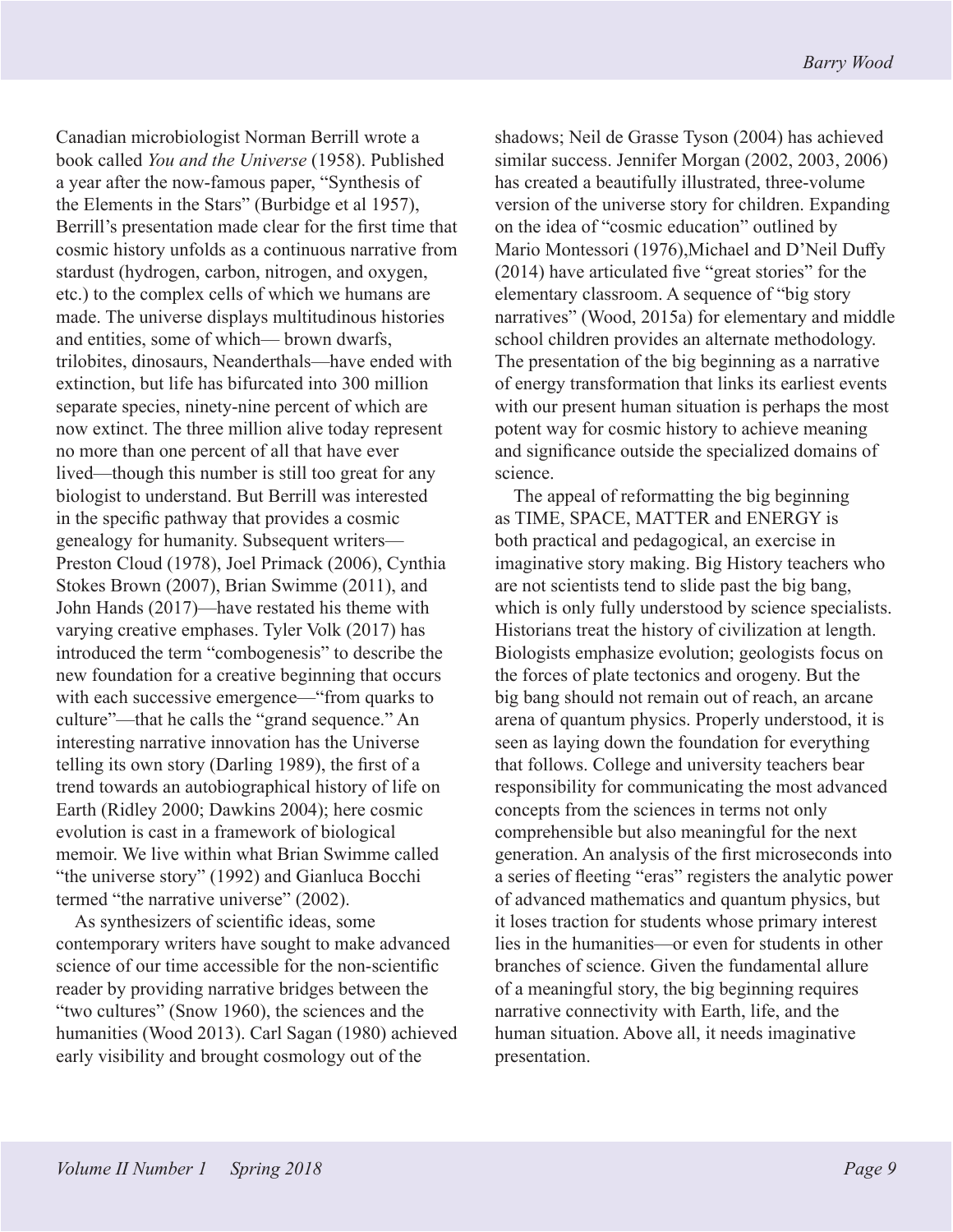Canadian microbiologist Norman Berrill wrote a book called *You and the Universe* (1958). Published a year after the now-famous paper, "Synthesis of the Elements in the Stars" (Burbidge et al 1957), Berrill's presentation made clear for the first time that cosmic history unfolds as a continuous narrative from stardust (hydrogen, carbon, nitrogen, and oxygen, etc.) to the complex cells of which we humans are made. The universe displays multitudinous histories and entities, some of which— brown dwarfs, trilobites, dinosaurs, Neanderthals—have ended with extinction, but life has bifurcated into 300 million separate species, ninety-nine percent of which are now extinct. The three million alive today represent no more than one percent of all that have ever lived—though this number is still too great for any biologist to understand. But Berrill was interested in the specific pathway that provides a cosmic genealogy for humanity. Subsequent writers—Preston Cloud (1978), Joel Primack (2006), Cynthia Stokes Brown (2007), Brian Swimme (2011), and John Hands (2017)—have restated his theme with varying creative emphases. Tyler Volk (2017) has introduced the term "combogenesis" to describe the new foundation for a creative beginning that occurs with each successive emergence—"from quarks to culture"—that he calls the "grand sequence." An interesting narrative innovation has the Universe telling its own story (Darling 1989), the first of a trend towards an autobiographical history of life on Earth (Ridley 2000; Dawkins 2004); here cosmic evolution is cast in a framework of biological memoir. We live within what Brian Swimme called "the universe story" (1992) and Gianluca Bocchi termed "the narrative universe" (2002).

As synthesizers of scientific ideas, some contemporary writers have sought to make advanced science of our time accessible for the non-scientific reader by providing narrative bridges between the "two cultures" (Snow 1960), the sciences and the humanities (Wood 2013). Carl Sagan (1980) achieved early visibility and brought cosmology out of the shadows; Neil de Grasse Tyson (2004) has achieved similar success. Jennifer Morgan (2002, 2003, 2006) has created a beautifully illustrated, three-volume version of the universe story for children. Expanding on the idea of "cosmic education" outlined by Mario Montessori (1976),Michael and D'Neil Duffy (2014) have articulated five "great stories" for the elementary classroom. A sequence of "big story narratives" (Wood, 2015a) for elementary and middle school children provides an alternate methodology. The presentation of the big beginning as a narrative of energy transformation that links its earliest events with our present human situation is perhaps the most potent way for cosmic history to achieve meaning and significance outside the specialized domains of science.

The appeal of reformatting the big beginning as TIME, SPACE, MATTER and ENERGY is both practical and pedagogical, an exercise in imaginative story making. Big History teachers who are not scientists tend to slide past the big bang, which is only fully understood by science specialists. Historians treat the history of civilization at length. Biologists emphasize evolution; geologists focus on the forces of plate tectonics and orogeny. But the big bang should not remain out of reach, an arcane arena of quantum physics. Properly understood, it is seen as laying down the foundation for everything that follows. College and university teachers bear responsibility for communicating the most advanced concepts from the sciences in terms not only comprehensible but also meaningful for the next generation. An analysis of the first microseconds into a series of fleeting "eras" registers the analytic power of advanced mathematics and quantum physics, but it loses traction for students whose primary interest lies in the humanities—or even for students in other branches of science. Given the fundamental allure of a meaningful story, the big beginning requires narrative connectivity with Earth, life, and the human situation. Above all, it needs imaginative presentation.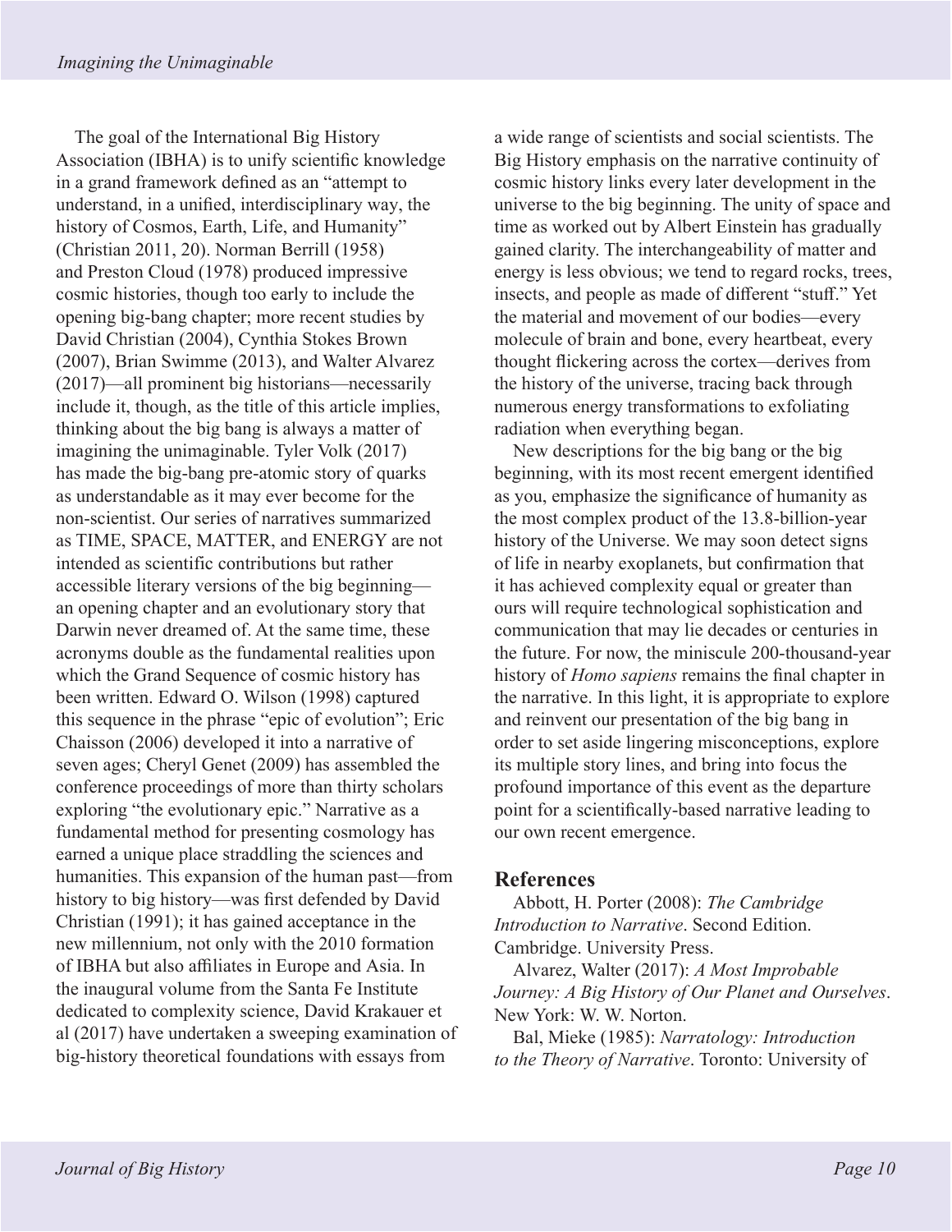The goal of the International Big History Association (IBHA) is to unify scientific knowledge in a grand framework defined as an "attempt to understand, in a unified, interdisciplinary way, the history of Cosmos, Earth, Life, and Humanity" (Christian 2011, 20). Norman Berrill (1958) and Preston Cloud (1978) produced impressive cosmic histories, though too early to include the opening big-bang chapter; more recent studies by David Christian (2004), Cynthia Stokes Brown (2007), Brian Swimme (2013), and Walter Alvarez (2017)—all prominent big historians—necessarily include it, though, as the title of this article implies, thinking about the big bang is always a matter of imagining the unimaginable. Tyler Volk (2017) has made the big-bang pre-atomic story of quarks as understandable as it may ever become for the non-scientist. Our series of narratives summarized as TIME, SPACE, MATTER, and ENERGY are not intended as scientific contributions but rather accessible literary versions of the big beginning—an opening chapter and an evolutionary story that Darwin never dreamed of. At the same time, these acronyms double as the fundamental realities upon which the Grand Sequence of cosmic history has been written. Edward O. Wilson (1998) captured this sequence in the phrase "epic of evolution"; Eric Chaisson (2006) developed it into a narrative of seven ages; Cheryl Genet (2009) has assembled the conference proceedings of more than thirty scholars exploring "the evolutionary epic." Narrative as a fundamental method for presenting cosmology has earned a unique place straddling the sciences and humanities. This expansion of the human past—from history to big history—was first defended by David Christian (1991); it has gained acceptance in the new millennium, not only with the 2010 formation of IBHA but also affiliates in Europe and Asia. In the inaugural volume from the Santa Fe Institute dedicated to complexity science, David Krakauer et al (2017) have undertaken a sweeping examination of big-history theoretical foundations with essays from a wide range of scientists and social scientists. The Big History emphasis on the narrative continuity of cosmic history links every later development in the universe to the big beginning. The unity of space and time as worked out by Albert Einstein has gradually gained clarity. The interchangeability of matter and energy is less obvious; we tend to regard rocks, trees, insects, and people as made of different "stuff." Yet the material and movement of our bodies—every molecule of brain and bone, every heartbeat, every thought flickering across the cortex—derives from the history of the universe, tracing back through numerous energy transformations to exfoliating radiation when everything began.

New descriptions for the big bang or the big beginning, with its most recent emergent identified as you, emphasize the significance of humanity as the most complex product of the 13.8-billion-year history of the Universe. We may soon detect signs of life in nearby exoplanets, but confirmation that it has achieved complexity equal or greater than ours will require technological sophistication and communication that may lie decades or centuries in the future. For now, the miniscule 200-thousand-year history of *Homo sapiens* remains the final chapter in the narrative. In this light, it is appropriate to explore and reinvent our presentation of the big bang in order to set aside lingering misconceptions, explore its multiple story lines, and bring into focus the profound importance of this event as the departure point for a scientifically-based narrative leading to our own recent emergence.

## References

Abbott, H. Porter (2008): *The Cambridge Introduction to Narrative*. Second Edition. Cambridge. University Press.

Alvarez, Walter (2017): *A Most Improbable Journey: A Big History of Our Planet and Ourselves*. New York: W. W. Norton.

Bal, Mieke (1985): *Narratology: Introduction to the Theory of Narrative*. Toronto: University of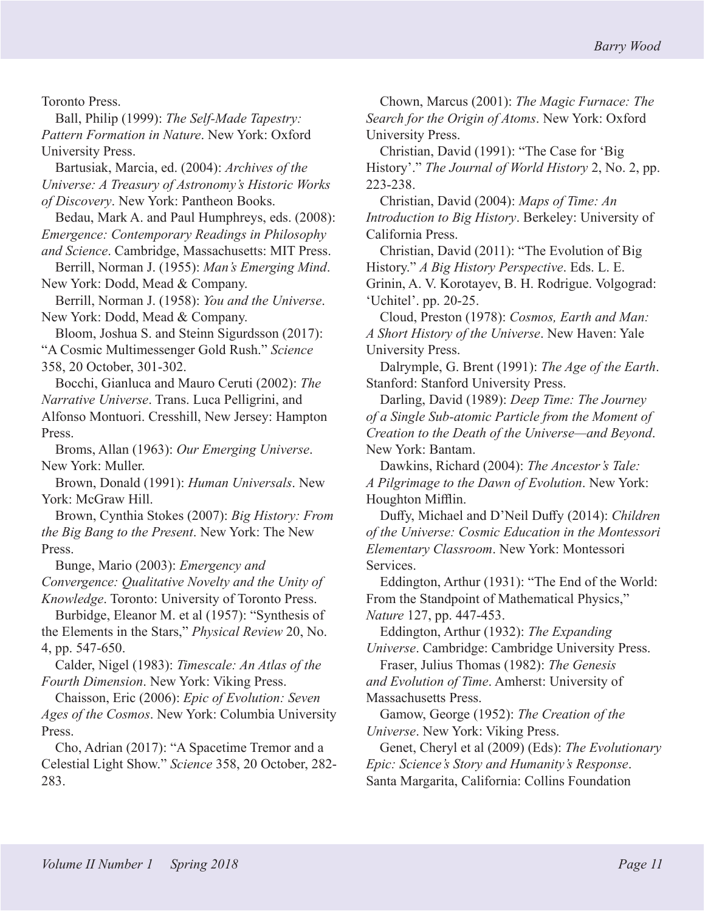Toronto Press.

Ball, Philip (1999): *The Self-Made Tapestry: Pattern Formation in Nature*. New York: Oxford University Press.

Bartusiak, Marcia, ed. (2004): *Archives of the Universe: A Treasury of Astronomy's Historic Works of Discovery*. New York: Pantheon Books.

Bedau, Mark A. and Paul Humphreys, eds. (2008): *Emergence: Contemporary Readings in Philosophy and Science*. Cambridge, Massachusetts: MIT Press.

Berrill, Norman J. (1955): *Man's Emerging Mind*. New York: Dodd, Mead & Company.

Berrill, Norman J. (1958): *You and the Universe*. New York: Dodd, Mead & Company.

Bloom, Joshua S. and Steinn Sigurdsson (2017): "A Cosmic Multimessenger Gold Rush." *Science* 358, 20 October, 301-302.

Bocchi, Gianluca and Mauro Ceruti (2002): *The Narrative Universe*. Trans. Luca Pelligrini, and Alfonso Montuori. Cresshill, New Jersey: Hampton Press.

Broms, Allan (1963): *Our Emerging Universe*. New York: Muller.

Brown, Donald (1991): *Human Universals*. New York: McGraw Hill.

Brown, Cynthia Stokes (2007): *Big History: From the Big Bang to the Present*. New York: The New Press.

Bunge, Mario (2003): *Emergency and Convergence: Qualitative Novelty and the Unity of Knowledge*. Toronto: University of Toronto Press.

Burbidge, Eleanor M. et al (1957): "Synthesis of the Elements in the Stars," *Physical Review* 20, No. 4, pp. 547-650.

Calder, Nigel (1983): *Timescale: An Atlas of the Fourth Dimension*. New York: Viking Press.

Chaisson, Eric (2006): *Epic of Evolution: Seven Ages of the Cosmos*. New York: Columbia University Press.

Cho, Adrian (2017): "A Spacetime Tremor and a Celestial Light Show." *Science* 358, 20 October, 282-283.

Chown, Marcus (2001): *The Magic Furnace: The Search for the Origin of Atoms*. New York: Oxford University Press.

Christian, David (1991): "The Case for 'Big History'." *The Journal of World History* 2, No. 2, pp. 223-238.

Christian, David (2004): *Maps of Time: An Introduction to Big History*. Berkeley: University of California Press.

Christian, David (2011): "The Evolution of Big History." *A Big History Perspective*. Eds. L. E. Grinin, A. V. Korotayev, B. H. Rodrigue. Volgograd: 'Uchitel'. pp. 20-25.

Cloud, Preston (1978): *Cosmos, Earth and Man: A Short History of the Universe*. New Haven: Yale University Press.

Dalrymple, G. Brent (1991): *The Age of the Earth*. Stanford: Stanford University Press.

Darling, David (1989): *Deep Time: The Journey of a Single Sub-atomic Particle from the Moment of Creation to the Death of the Universe—and Beyond*. New York: Bantam.

Dawkins, Richard (2004): *The Ancestor's Tale: A Pilgrimage to the Dawn of Evolution*. New York: Houghton Mifflin.

Duffy, Michael and D'Neil Duffy (2014): *Children of the Universe: Cosmic Education in the Montessori Elementary Classroom*. New York: Montessori Services.

Eddington, Arthur (1931): "The End of the World: From the Standpoint of Mathematical Physics," *Nature* 127, pp. 447-453.

Eddington, Arthur (1932): *The Expanding Universe*. Cambridge: Cambridge University Press.

Fraser, Julius Thomas (1982): *The Genesis and Evolution of Time*. Amherst: University of Massachusetts Press.

Gamow, George (1952): *The Creation of the Universe*. New York: Viking Press.

Genet, Cheryl et al (2009) (Eds): *The Evolutionary Epic: Science's Story and Humanity's Response*. Santa Margarita, California: Collins Foundation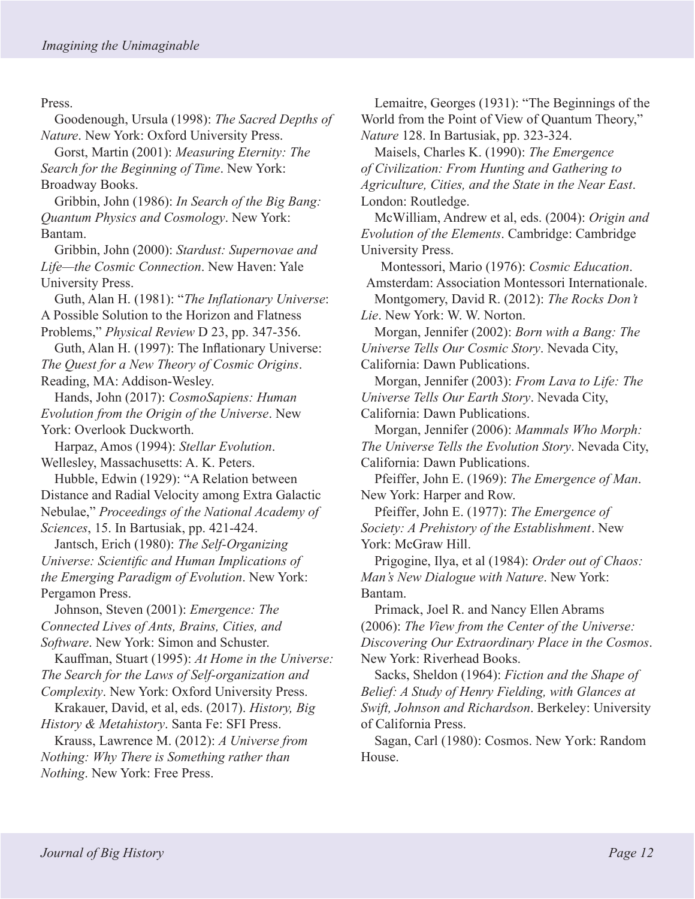Press.

Goodenough, Ursula (1998): *The Sacred Depths of Nature*. New York: Oxford University Press.

Gorst, Martin (2001): *Measuring Eternity: The Search for the Beginning of Time*. New York: Broadway Books.

Gribbin, John (1986): *In Search of the Big Bang: Quantum Physics and Cosmology*. New York: Bantam.

Gribbin, John (2000): *Stardust: Supernovae and Life—the Cosmic Connection*. New Haven: Yale University Press.

Guth, Alan H. (1981): "*The Inflationary Universe*: A Possible Solution to the Horizon and Flatness Problems," *Physical Review* D 23, pp. 347-356.

Guth, Alan H. (1997): The Inflationary Universe: *The Quest for a New Theory of Cosmic Origins*. Reading, MA: Addison-Wesley.

Hands, John (2017): *CosmoSapiens: Human Evolution from the Origin of the Universe*. New York: Overlook Duckworth.

Harpaz, Amos (1994): *Stellar Evolution*. Wellesley, Massachusetts: A. K. Peters.

Hubble, Edwin (1929): "A Relation between Distance and Radial Velocity among Extra Galactic Nebulae," *Proceedings of the National Academy of Sciences*, 15. In Bartusiak, pp. 421-424.

Jantsch, Erich (1980): *The Self-Organizing Universe: Scientific and Human Implications of the Emerging Paradigm of Evolution*. New York: Pergamon Press.

Johnson, Steven (2001): *Emergence: The Connected Lives of Ants, Brains, Cities, and Software*. New York: Simon and Schuster.

Kauffman, Stuart (1995): *At Home in the Universe: The Search for the Laws of Self-organization and Complexity*. New York: Oxford University Press.

Krakauer, David, et al, eds. (2017). *History, Big History & Metahistory*. Santa Fe: SFI Press.

Krauss, Lawrence M. (2012): *A Universe from Nothing: Why There is Something rather than Nothing*. New York: Free Press.

Lemaitre, Georges (1931): "The Beginnings of the World from the Point of View of Quantum Theory," *Nature* 128. In Bartusiak, pp. 323-324.

Maisels, Charles K. (1990): *The Emergence of Civilization: From Hunting and Gathering to Agriculture, Cities, and the State in the Near East*. London: Routledge.

McWilliam, Andrew et al, eds. (2004): *Origin and Evolution of the Elements*. Cambridge: Cambridge University Press.

Montessori, Mario (1976): *Cosmic Education*. Amsterdam: Association Montessori Internationale.

Montgomery, David R. (2012): *The Rocks Don't Lie*. New York: W. W. Norton.

Morgan, Jennifer (2002): *Born with a Bang: The Universe Tells Our Cosmic Story*. Nevada City, California: Dawn Publications.

Morgan, Jennifer (2003): *From Lava to Life: The Universe Tells Our Earth Story*. Nevada City, California: Dawn Publications.

Morgan, Jennifer (2006): *Mammals Who Morph: The Universe Tells the Evolution Story*. Nevada City, California: Dawn Publications.

Pfeiffer, John E. (1969): *The Emergence of Man*. New York: Harper and Row.

Pfeiffer, John E. (1977): *The Emergence of Society: A Prehistory of the Establishment*. New York: McGraw Hill.

Prigogine, Ilya, et al (1984): *Order out of Chaos: Man's New Dialogue with Nature*. New York: Bantam.

Primack, Joel R. and Nancy Ellen Abrams (2006): *The View from the Center of the Universe: Discovering Our Extraordinary Place in the Cosmos*. New York: Riverhead Books.

Sacks, Sheldon (1964): *Fiction and the Shape of Belief: A Study of Henry Fielding, with Glances at Swift, Johnson and Richardson*. Berkeley: University of California Press.

Sagan, Carl (1980): Cosmos. New York: Random House.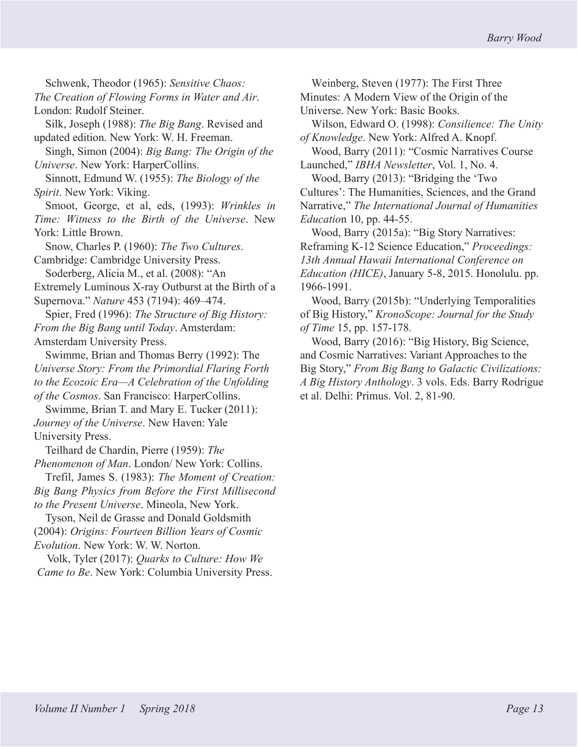Schwenk, Theodor (1965): *Sensitive Chaos: The Creation of Flowing Forms in Water and Air*. London: Rudolf Steiner.

Silk, Joseph (1988): *The Big Bang*. Revised and updated edition. New York: W. H. Freeman.

Singh, Simon (2004): *Big Bang: The Origin of the Universe*. New York: HarperCollins.

Sinnott, Edmund W. (1955): *The Biology of the Spirit*. New York: Viking.

Smoot, George, et al, eds, (1993): *Wrinkles in Time: Witness to the Birth of the Universe*. New York: Little Brown.

Snow, Charles P. (1960): *The Two Cultures*. Cambridge: Cambridge University Press.

Soderberg, Alicia M., et al. (2008): "An Extremely Luminous X-ray Outburst at the Birth of a Supernova." *Nature* 453 (7194): 469–474.

Spier, Fred (1996): *The Structure of Big History: From the Big Bang until Today*. Amsterdam: Amsterdam University Press.

Swimme, Brian and Thomas Berry (1992): The *Universe Story: From the Primordial Flaring Forth to the Ecozoic Era—A Celebration of the Unfolding of the Cosmos*. San Francisco: HarperCollins.

Swimme, Brian T. and Mary E. Tucker (2011): *Journey of the Universe*. New Haven: Yale University Press.

Teilhard de Chardin, Pierre (1959): *The Phenomenon of Man*. London/ New York: Collins.

Trefil, James S. (1983): *The Moment of Creation: Big Bang Physics from Before the First Millisecond to the Present Universe*. Mineola, New York.

Tyson, Neil de Grasse and Donald Goldsmith (2004): *Origins: Fourteen Billion Years of Cosmic Evolution*. New York: W. W. Norton.

Volk, Tyler (2017): *Quarks to Culture: How We Came to Be*. New York: Columbia University Press.

Weinberg, Steven (1977): The First Three Minutes: A Modern View of the Origin of the Universe. New York: Basic Books.

Wilson, Edward O. (1998): *Consilience: The Unity of Knowledge*. New York: Alfred A. Knopf.

Wood, Barry (2011): "Cosmic Narratives Course Launched," *IBHA Newsletter*, Vol. 1, No. 4.

Wood, Barry (2013): "Bridging the 'Two Cultures': The Humanities, Sciences, and the Grand Narrative," *The International Journal of Humanities Education* 10, pp. 44-55.

Wood, Barry (2015a): "Big Story Narratives: Reframing K-12 Science Education," *Proceedings: 13th Annual Hawaii International Conference on Education (HICE)*, January 5-8, 2015. Honolulu. pp. 1966-1991.

Wood, Barry (2015b): "Underlying Temporalities of Big History," *KronoScope: Journal for the Study of Time* 15, pp. 157-178.

Wood, Barry (2016): "Big History, Big Science, and Cosmic Narratives: Variant Approaches to the Big Story," *From Big Bang to Galactic Civilizations: A Big History Anthology*. 3 vols. Eds. Barry Rodrigue et al. Delhi: Primus. Vol. 2, 81-90.